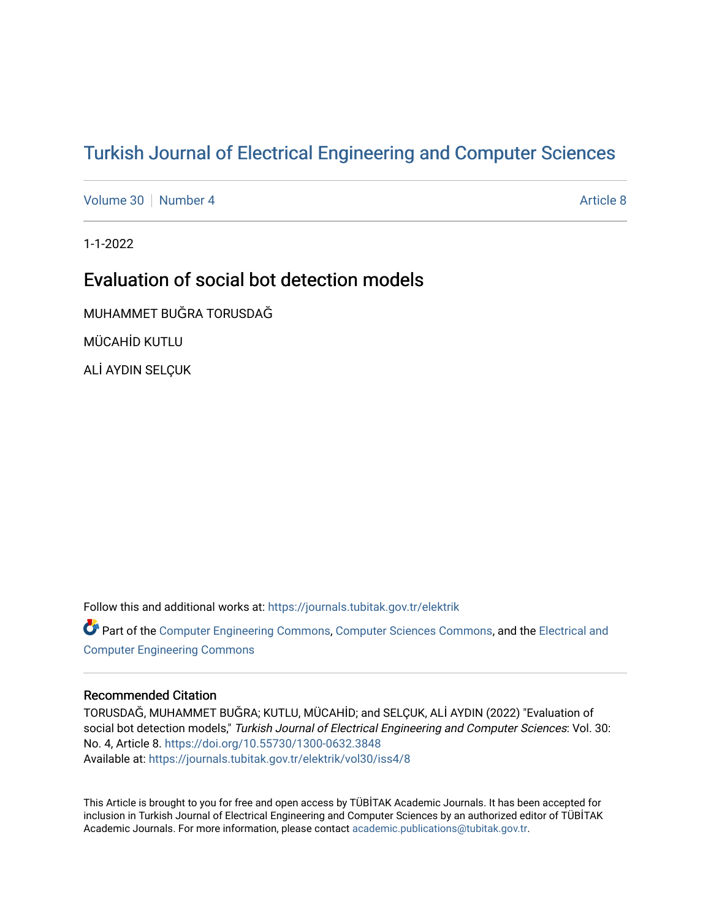# Turkish Journal of Electrical Engineering and Computer Sciences

Volume 30 | Number 4 | Article 8

1-1-2022

## Evaluation of social bot detection models

MUHAMMET BUĞRA TORUSDAĞ

MÜCAHİD KUTLU

ALİ AYDIN SELÇUK

Follow this and additional works at: https://journals.tubitak.gov.tr/elektrik

Part of the Computer Engineering Commons, Computer Sciences Commons, and the Electrical and Computer Engineering Commons

### Recommended Citation

TORUSDAĞ, MUHAMMET BUĞRA; KUTLU, MÜCAHİD; and SELÇUK, ALİ AYDIN (2022) "Evaluation of social bot detection models," *Turkish Journal of Electrical Engineering and Computer Sciences*: Vol. 30: No. 4, Article 8. https://doi.org/10.55730/1300-0632.3848
Available at: https://journals.tubitak.gov.tr/elektrik/vol30/iss4/8

This Article is brought to you for free and open access by TÜBİTAK Academic Journals. It has been accepted for inclusion in Turkish Journal of Electrical Engineering and Computer Sciences by an authorized editor of TÜBİTAK Academic Journals. For more information, please contact academic.publications@tubitak.gov.tr.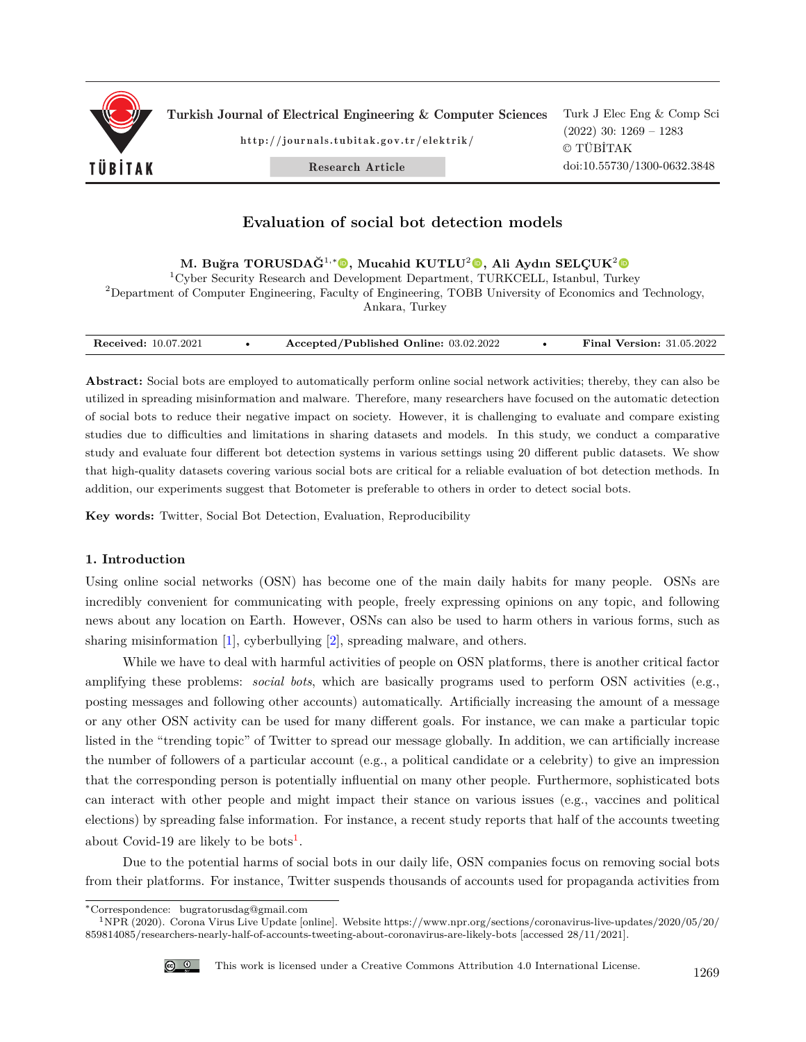# Evaluation of social bot detection models

**M. Buğra TORUSDAĞ**[1,*], **Mucahid KUTLU**[2], **Ali Aydın SELÇUK**[2]

[1]Cyber Security Research and Development Department, TURKCELL, Istanbul, Turkey

[2]Department of Computer Engineering, Faculty of Engineering, TOBB University of Economics and Technology, Ankara, Turkey

**Received:** 10.07.2021 • **Accepted/Published Online:** 03.02.2022 • **Final Version:** 31.05.2022

**Abstract:** Social bots are employed to automatically perform online social network activities; thereby, they can also be utilized in spreading misinformation and malware. Therefore, many researchers have focused on the automatic detection of social bots to reduce their negative impact on society. However, it is challenging to evaluate and compare existing studies due to difficulties and limitations in sharing datasets and models. In this study, we conduct a comparative study and evaluate four different bot detection systems in various settings using 20 different public datasets. We show that high-quality datasets covering various social bots are critical for a reliable evaluation of bot detection methods. In addition, our experiments suggest that Botometer is preferable to others in order to detect social bots.

**Key words:** Twitter, Social Bot Detection, Evaluation, Reproducibility

## 1. Introduction

Using online social networks (OSN) has become one of the main daily habits for many people. OSNs are incredibly convenient for communicating with people, freely expressing opinions on any topic, and following news about any location on Earth. However, OSNs can also be used to harm others in various forms, such as sharing misinformation [1], cyberbullying [2], spreading malware, and others.

While we have to deal with harmful activities of people on OSN platforms, there is another critical factor amplifying these problems: *social bots*, which are basically programs used to perform OSN activities (e.g., posting messages and following other accounts) automatically. Artificially increasing the amount of a message or any other OSN activity can be used for many different goals. For instance, we can make a particular topic listed in the "trending topic" of Twitter to spread our message globally. In addition, we can artificially increase the number of followers of a particular account (e.g., a political candidate or a celebrity) to give an impression that the corresponding person is potentially influential on many other people. Furthermore, sophisticated bots can interact with other people and might impact their stance on various issues (e.g., vaccines and political elections) by spreading false information. For instance, a recent study reports that half of the accounts tweeting about Covid-19 are likely to be bots[1].

Due to the potential harms of social bots in our daily life, OSN companies focus on removing social bots from their platforms. For instance, Twitter suspends thousands of accounts used for propaganda activities from

*Correspondence: bugratorusdag@gmail.com

[1]NPR (2020). Corona Virus Live Update [online]. Website https://www.npr.org/sections/coronavirus-live-updates/2020/05/20/859814085/researchers-nearly-half-of-accounts-tweeting-about-coronavirus-are-likely-bots [accessed 28/11/2021].

This work is licensed under a Creative Commons Attribution 4.0 International License.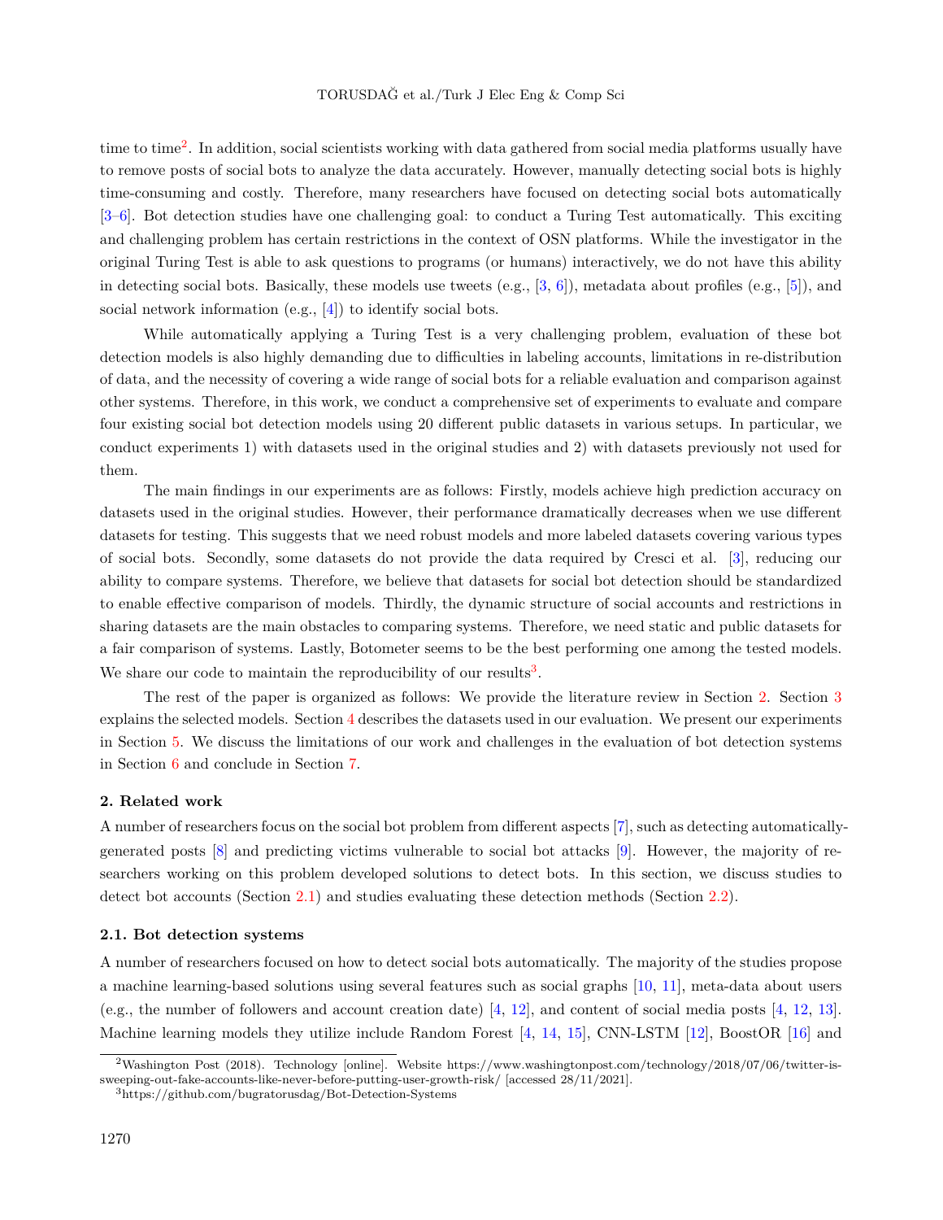time to time[2]. In addition, social scientists working with data gathered from social media platforms usually have to remove posts of social bots to analyze the data accurately. However, manually detecting social bots is highly time-consuming and costly. Therefore, many researchers have focused on detecting social bots automatically [3–6]. Bot detection studies have one challenging goal: to conduct a Turing Test automatically. This exciting and challenging problem has certain restrictions in the context of OSN platforms. While the investigator in the original Turing Test is able to ask questions to programs (or humans) interactively, we do not have this ability in detecting social bots. Basically, these models use tweets (e.g., [3, 6]), metadata about profiles (e.g., [5]), and social network information (e.g., [4]) to identify social bots.

While automatically applying a Turing Test is a very challenging problem, evaluation of these bot detection models is also highly demanding due to difficulties in labeling accounts, limitations in re-distribution of data, and the necessity of covering a wide range of social bots for a reliable evaluation and comparison against other systems. Therefore, in this work, we conduct a comprehensive set of experiments to evaluate and compare four existing social bot detection models using 20 different public datasets in various setups. In particular, we conduct experiments 1) with datasets used in the original studies and 2) with datasets previously not used for them.

The main findings in our experiments are as follows: Firstly, models achieve high prediction accuracy on datasets used in the original studies. However, their performance dramatically decreases when we use different datasets for testing. This suggests that we need robust models and more labeled datasets covering various types of social bots. Secondly, some datasets do not provide the data required by Cresci et al. [3], reducing our ability to compare systems. Therefore, we believe that datasets for social bot detection should be standardized to enable effective comparison of models. Thirdly, the dynamic structure of social accounts and restrictions in sharing datasets are the main obstacles to comparing systems. Therefore, we need static and public datasets for a fair comparison of systems. Lastly, Botometer seems to be the best performing one among the tested models. We share our code to maintain the reproducibility of our results[3].

The rest of the paper is organized as follows: We provide the literature review in Section 2. Section 3 explains the selected models. Section 4 describes the datasets used in our evaluation. We present our experiments in Section 5. We discuss the limitations of our work and challenges in the evaluation of bot detection systems in Section 6 and conclude in Section 7.

## 2. Related work

A number of researchers focus on the social bot problem from different aspects [7], such as detecting automatically-generated posts [8] and predicting victims vulnerable to social bot attacks [9]. However, the majority of researchers working on this problem developed solutions to detect bots. In this section, we discuss studies to detect bot accounts (Section 2.1) and studies evaluating these detection methods (Section 2.2).

### 2.1. Bot detection systems

A number of researchers focused on how to detect social bots automatically. The majority of the studies propose a machine learning-based solutions using several features such as social graphs [10, 11], meta-data about users (e.g., the number of followers and account creation date) [4, 12], and content of social media posts [4, 12, 13]. Machine learning models they utilize include Random Forest [4, 14, 15], CNN-LSTM [12], BoostOR [16] and

[2] Washington Post (2018). Technology [online]. Website https://www.washingtonpost.com/technology/2018/07/06/twitter-is-sweeping-out-fake-accounts-like-never-before-putting-user-growth-risk/ [accessed 28/11/2021].

[3] https://github.com/bugratorusdag/Bot-Detection-Systems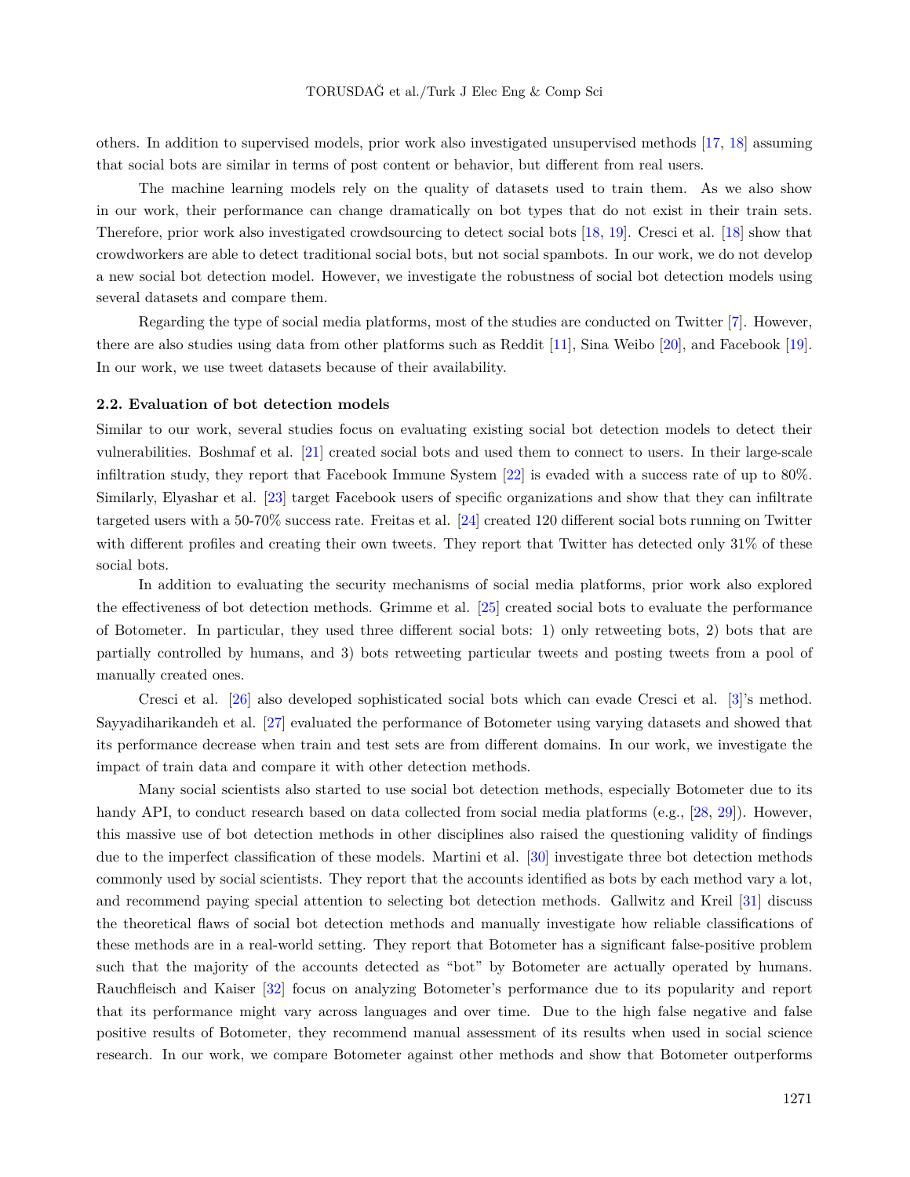others. In addition to supervised models, prior work also investigated unsupervised methods [17, 18] assuming that social bots are similar in terms of post content or behavior, but different from real users.

The machine learning models rely on the quality of datasets used to train them. As we also show in our work, their performance can change dramatically on bot types that do not exist in their train sets. Therefore, prior work also investigated crowdsourcing to detect social bots [18, 19]. Cresci et al. [18] show that crowdworkers are able to detect traditional social bots, but not social spambots. In our work, we do not develop a new social bot detection model. However, we investigate the robustness of social bot detection models using several datasets and compare them.

Regarding the type of social media platforms, most of the studies are conducted on Twitter [7]. However, there are also studies using data from other platforms such as Reddit [11], Sina Weibo [20], and Facebook [19]. In our work, we use tweet datasets because of their availability.

### 2.2. Evaluation of bot detection models

Similar to our work, several studies focus on evaluating existing social bot detection models to detect their vulnerabilities. Boshmaf et al. [21] created social bots and used them to connect to users. In their large-scale infiltration study, they report that Facebook Immune System [22] is evaded with a success rate of up to 80%. Similarly, Elyashar et al. [23] target Facebook users of specific organizations and show that they can infiltrate targeted users with a 50-70% success rate. Freitas et al. [24] created 120 different social bots running on Twitter with different profiles and creating their own tweets. They report that Twitter has detected only 31% of these social bots.

In addition to evaluating the security mechanisms of social media platforms, prior work also explored the effectiveness of bot detection methods. Grimme et al. [25] created social bots to evaluate the performance of Botometer. In particular, they used three different social bots: 1) only retweeting bots, 2) bots that are partially controlled by humans, and 3) bots retweeting particular tweets and posting tweets from a pool of manually created ones.

Cresci et al. [26] also developed sophisticated social bots which can evade Cresci et al. [3]'s method. Sayyadiharikandeh et al. [27] evaluated the performance of Botometer using varying datasets and showed that its performance decrease when train and test sets are from different domains. In our work, we investigate the impact of train data and compare it with other detection methods.

Many social scientists also started to use social bot detection methods, especially Botometer due to its handy API, to conduct research based on data collected from social media platforms (e.g., [28, 29]). However, this massive use of bot detection methods in other disciplines also raised the questioning validity of findings due to the imperfect classification of these models. Martini et al. [30] investigate three bot detection methods commonly used by social scientists. They report that the accounts identified as bots by each method vary a lot, and recommend paying special attention to selecting bot detection methods. Gallwitz and Kreil [31] discuss the theoretical flaws of social bot detection methods and manually investigate how reliable classifications of these methods are in a real-world setting. They report that Botometer has a significant false-positive problem such that the majority of the accounts detected as "bot" by Botometer are actually operated by humans. Rauchfleisch and Kaiser [32] focus on analyzing Botometer's performance due to its popularity and report that its performance might vary across languages and over time. Due to the high false negative and false positive results of Botometer, they recommend manual assessment of its results when used in social science research. In our work, we compare Botometer against other methods and show that Botometer outperforms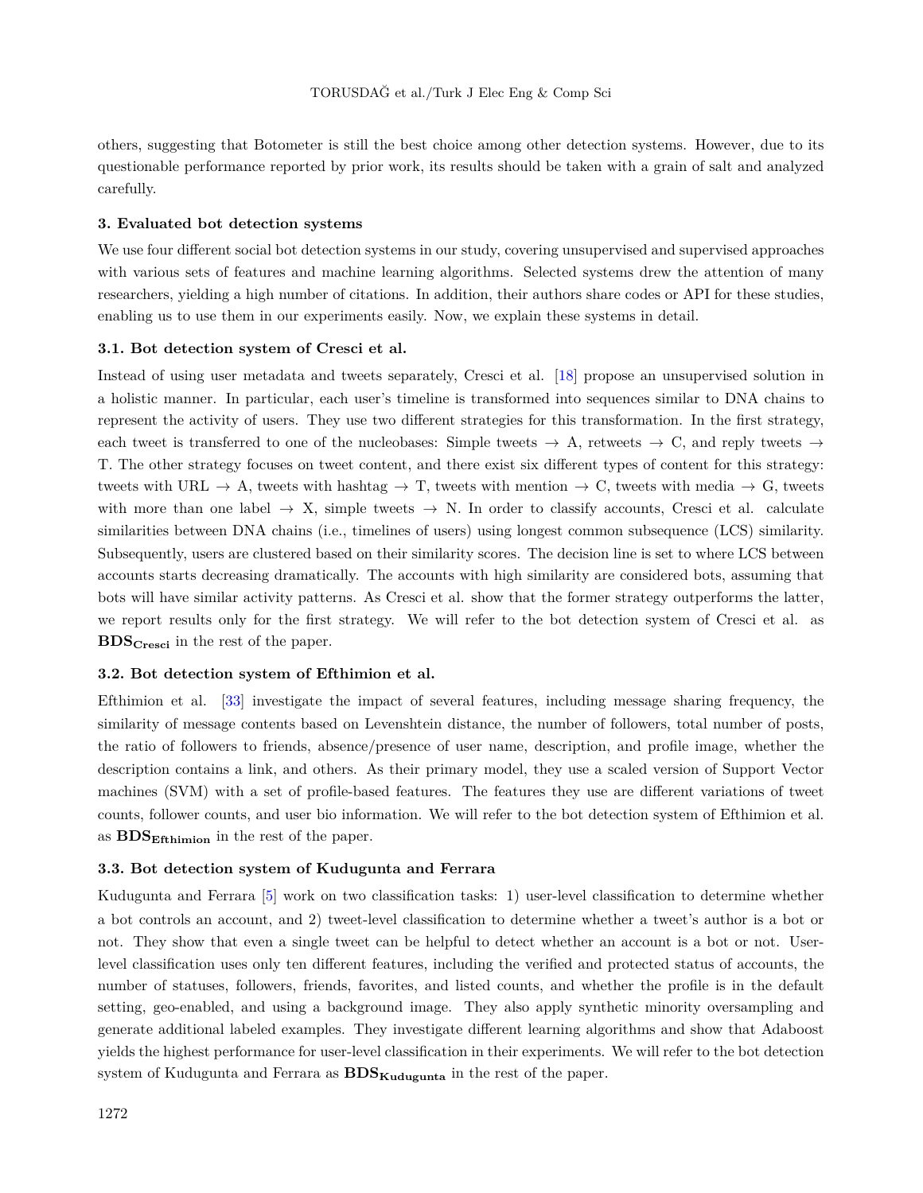others, suggesting that Botometer is still the best choice among other detection systems. However, due to its questionable performance reported by prior work, its results should be taken with a grain of salt and analyzed carefully.

### 3. Evaluated bot detection systems

We use four different social bot detection systems in our study, covering unsupervised and supervised approaches with various sets of features and machine learning algorithms. Selected systems drew the attention of many researchers, yielding a high number of citations. In addition, their authors share codes or API for these studies, enabling us to use them in our experiments easily. Now, we explain these systems in detail.

#### 3.1. Bot detection system of Cresci et al.

Instead of using user metadata and tweets separately, Cresci et al. [18] propose an unsupervised solution in a holistic manner. In particular, each user's timeline is transformed into sequences similar to DNA chains to represent the activity of users. They use two different strategies for this transformation. In the first strategy, each tweet is transferred to one of the nucleobases: Simple tweets → A, retweets → C, and reply tweets → T. The other strategy focuses on tweet content, and there exist six different types of content for this strategy: tweets with URL → A, tweets with hashtag → T, tweets with mention → C, tweets with media → G, tweets with more than one label → X, simple tweets → N. In order to classify accounts, Cresci et al. calculate similarities between DNA chains (i.e., timelines of users) using longest common subsequence (LCS) similarity. Subsequently, users are clustered based on their similarity scores. The decision line is set to where LCS between accounts starts decreasing dramatically. The accounts with high similarity are considered bots, assuming that bots will have similar activity patterns. As Cresci et al. show that the former strategy outperforms the latter, we report results only for the first strategy. We will refer to the bot detection system of Cresci et al. as $\mathbf{BDS_{Cresci}}$ in the rest of the paper.

#### 3.2. Bot detection system of Efthimion et al.

Efthimion et al. [33] investigate the impact of several features, including message sharing frequency, the similarity of message contents based on Levenshtein distance, the number of followers, total number of posts, the ratio of followers to friends, absence/presence of user name, description, and profile image, whether the description contains a link, and others. As their primary model, they use a scaled version of Support Vector machines (SVM) with a set of profile-based features. The features they use are different variations of tweet counts, follower counts, and user bio information. We will refer to the bot detection system of Efthimion et al. as $\mathbf{BDS_{Efthimion}}$ in the rest of the paper.

#### 3.3. Bot detection system of Kudugunta and Ferrara

Kudugunta and Ferrara [5] work on two classification tasks: 1) user-level classification to determine whether a bot controls an account, and 2) tweet-level classification to determine whether a tweet's author is a bot or not. They show that even a single tweet can be helpful to detect whether an account is a bot or not. User-level classification uses only ten different features, including the verified and protected status of accounts, the number of statuses, followers, friends, favorites, and listed counts, and whether the profile is in the default setting, geo-enabled, and using a background image. They also apply synthetic minority oversampling and generate additional labeled examples. They investigate different learning algorithms and show that Adaboost yields the highest performance for user-level classification in their experiments. We will refer to the bot detection system of Kudugunta and Ferrara as $\mathbf{BDS_{Kudugunta}}$ in the rest of the paper.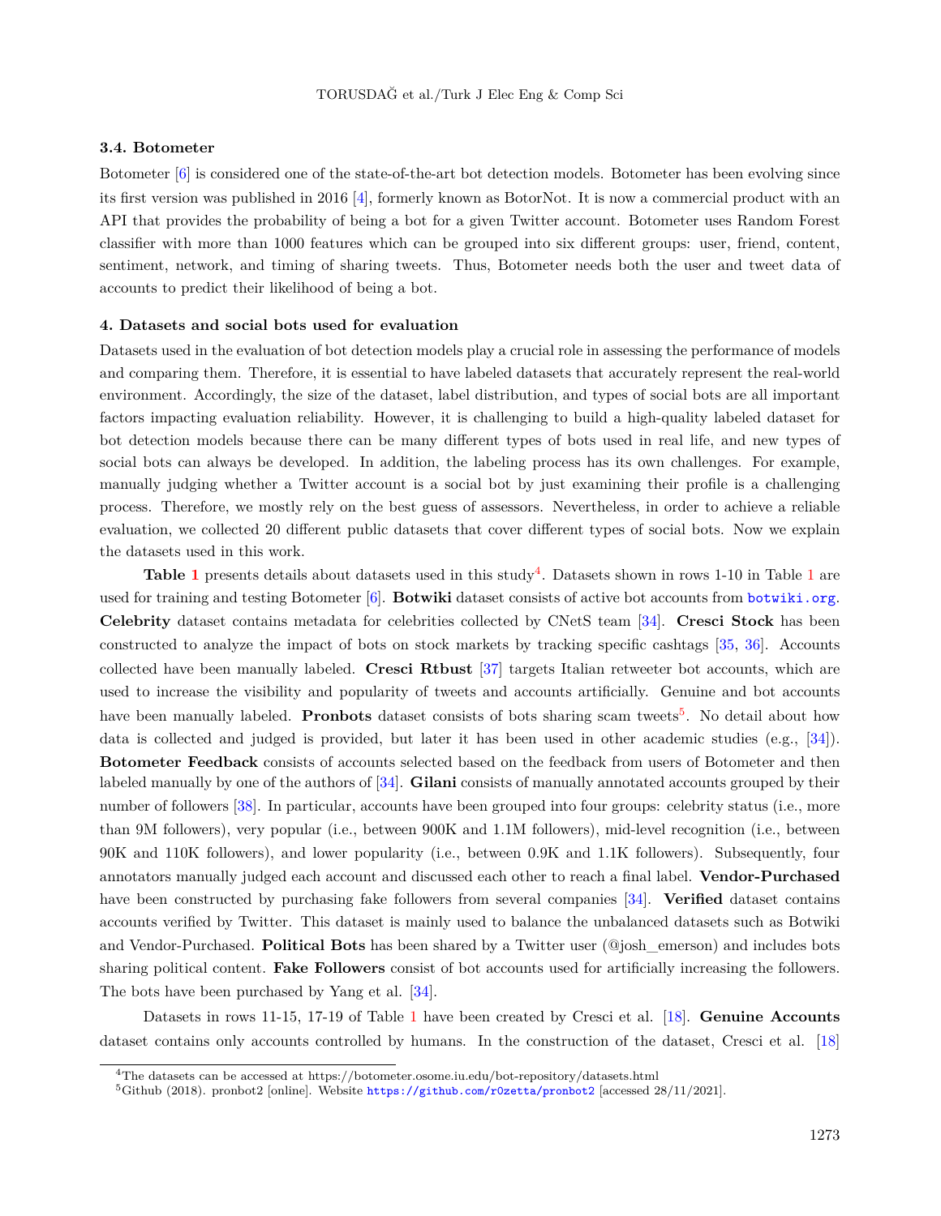### 3.4. Botometer

Botometer [6] is considered one of the state-of-the-art bot detection models. Botometer has been evolving since its first version was published in 2016 [4], formerly known as BotorNot. It is now a commercial product with an API that provides the probability of being a bot for a given Twitter account. Botometer uses Random Forest classifier with more than 1000 features which can be grouped into six different groups: user, friend, content, sentiment, network, and timing of sharing tweets. Thus, Botometer needs both the user and tweet data of accounts to predict their likelihood of being a bot.

## 4. Datasets and social bots used for evaluation

Datasets used in the evaluation of bot detection models play a crucial role in assessing the performance of models and comparing them. Therefore, it is essential to have labeled datasets that accurately represent the real-world environment. Accordingly, the size of the dataset, label distribution, and types of social bots are all important factors impacting evaluation reliability. However, it is challenging to build a high-quality labeled dataset for bot detection models because there can be many different types of bots used in real life, and new types of social bots can always be developed. In addition, the labeling process has its own challenges. For example, manually judging whether a Twitter account is a social bot by just examining their profile is a challenging process. Therefore, we mostly rely on the best guess of assessors. Nevertheless, in order to achieve a reliable evaluation, we collected 20 different public datasets that cover different types of social bots. Now we explain the datasets used in this work.

**Table 1** presents details about datasets used in this study[4]. Datasets shown in rows 1-10 in Table 1 are used for training and testing Botometer [6]. **Botwiki** dataset consists of active bot accounts from botwiki.org. **Celebrity** dataset contains metadata for celebrities collected by CNetS team [34]. **Cresci Stock** has been constructed to analyze the impact of bots on stock markets by tracking specific cashtags [35, 36]. Accounts collected have been manually labeled. **Cresci Rtbust** [37] targets Italian retweeter bot accounts, which are used to increase the visibility and popularity of tweets and accounts artificially. Genuine and bot accounts have been manually labeled. **Pronbots** dataset consists of bots sharing scam tweets[5]. No detail about how data is collected and judged is provided, but later it has been used in other academic studies (e.g., [34]). **Botometer Feedback** consists of accounts selected based on the feedback from users of Botometer and then labeled manually by one of the authors of [34]. **Gilani** consists of manually annotated accounts grouped by their number of followers [38]. In particular, accounts have been grouped into four groups: celebrity status (i.e., more than 9M followers), very popular (i.e., between 900K and 1.1M followers), mid-level recognition (i.e., between 90K and 110K followers), and lower popularity (i.e., between 0.9K and 1.1K followers). Subsequently, four annotators manually judged each account and discussed each other to reach a final label. **Vendor-Purchased** have been constructed by purchasing fake followers from several companies [34]. **Verified** dataset contains accounts verified by Twitter. This dataset is mainly used to balance the unbalanced datasets such as Botwiki and Vendor-Purchased. **Political Bots** has been shared by a Twitter user (@josh_emerson) and includes bots sharing political content. **Fake Followers** consist of bot accounts used for artificially increasing the followers. The bots have been purchased by Yang et al. [34].

Datasets in rows 11-15, 17-19 of Table 1 have been created by Cresci et al. [18]. **Genuine Accounts** dataset contains only accounts controlled by humans. In the construction of the dataset, Cresci et al. [18]

[4]The datasets can be accessed at https://botometer.osome.iu.edu/bot-repository/datasets.html

[5]Github (2018). pronbot2 [online]. Website https://github.com/r0zetta/pronbot2 [accessed 28/11/2021].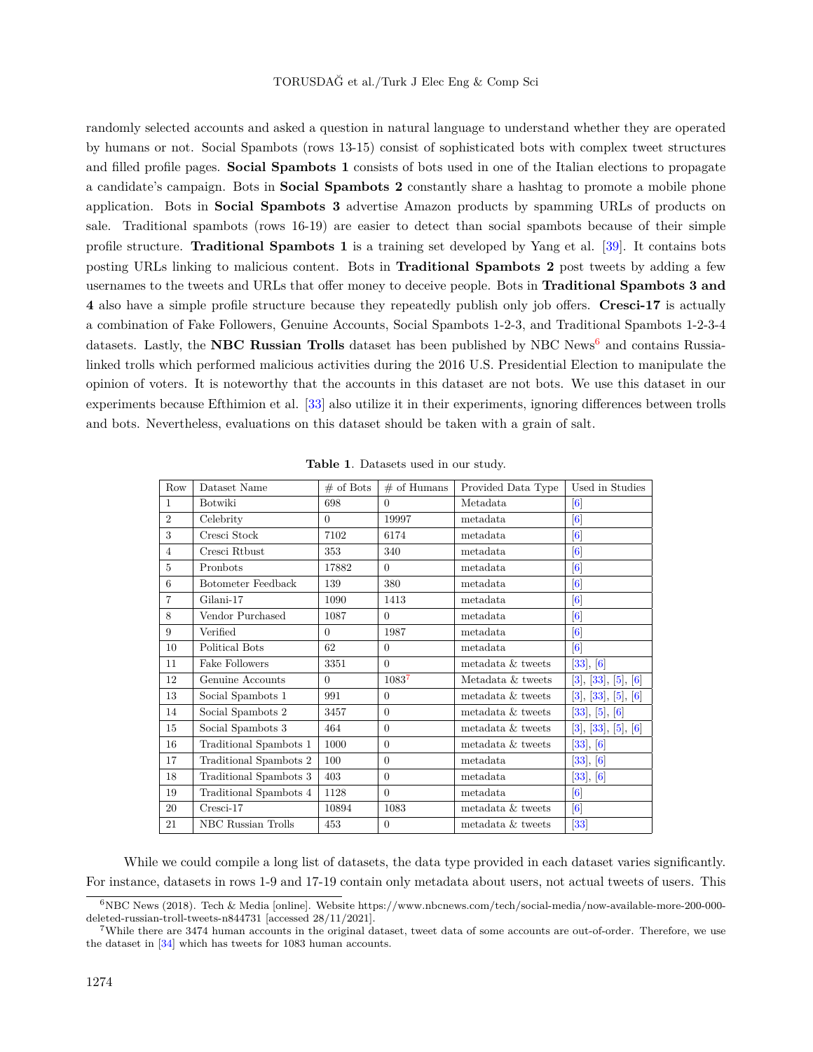randomly selected accounts and asked a question in natural language to understand whether they are operated by humans or not. Social Spambots (rows 13-15) consist of sophisticated bots with complex tweet structures and filled profile pages. **Social Spambots 1** consists of bots used in one of the Italian elections to propagate a candidate's campaign. Bots in **Social Spambots 2** constantly share a hashtag to promote a mobile phone application. Bots in **Social Spambots 3** advertise Amazon products by spamming URLs of products on sale. Traditional spambots (rows 16-19) are easier to detect than social spambots because of their simple profile structure. **Traditional Spambots 1** is a training set developed by Yang et al. [39]. It contains bots posting URLs linking to malicious content. Bots in **Traditional Spambots 2** post tweets by adding a few usernames to the tweets and URLs that offer money to deceive people. Bots in **Traditional Spambots 3 and 4** also have a simple profile structure because they repeatedly publish only job offers. **Cresci-17** is actually a combination of Fake Followers, Genuine Accounts, Social Spambots 1-2-3, and Traditional Spambots 1-2-3-4 datasets. Lastly, the **NBC Russian Trolls** dataset has been published by NBC News[6] and contains Russia-linked trolls which performed malicious activities during the 2016 U.S. Presidential Election to manipulate the opinion of voters. It is noteworthy that the accounts in this dataset are not bots. We use this dataset in our experiments because Efthimion et al. [33] also utilize it in their experiments, ignoring differences between trolls and bots. Nevertheless, evaluations on this dataset should be taken with a grain of salt.

**Table 1**. Datasets used in our study.

| Row | Dataset Name | # of Bots | # of Humans | Provided Data Type | Used in Studies |
|---|---|---|---|---|---|
| 1 | Botwiki | 698 | 0 | Metadata | [6] |
| 2 | Celebrity | 0 | 19997 | metadata | [6] |
| 3 | Cresci Stock | 7102 | 6174 | metadata | [6] |
| 4 | Cresci Rtbust | 353 | 340 | metadata | [6] |
| 5 | Pronbots | 17882 | 0 | metadata | [6] |
| 6 | Botometer Feedback | 139 | 380 | metadata | [6] |
| 7 | Gilani-17 | 1090 | 1413 | metadata | [6] |
| 8 | Vendor Purchased | 1087 | 0 | metadata | [6] |
| 9 | Verified | 0 | 1987 | metadata | [6] |
| 10 | Political Bots | 62 | 0 | metadata | [6] |
| 11 | Fake Followers | 3351 | 0 | metadata & tweets | [33], [6] |
| 12 | Genuine Accounts | 0 | 1083[7] | Metadata & tweets | [3], [33], [5], [6] |
| 13 | Social Spambots 1 | 991 | 0 | metadata & tweets | [3], [33], [5], [6] |
| 14 | Social Spambots 2 | 3457 | 0 | metadata & tweets | [33], [5], [6] |
| 15 | Social Spambots 3 | 464 | 0 | metadata & tweets | [3], [33], [5], [6] |
| 16 | Traditional Spambots 1 | 1000 | 0 | metadata & tweets | [33], [6] |
| 17 | Traditional Spambots 2 | 100 | 0 | metadata | [33], [6] |
| 18 | Traditional Spambots 3 | 403 | 0 | metadata | [33], [6] |
| 19 | Traditional Spambots 4 | 1128 | 0 | metadata | [6] |
| 20 | Cresci-17 | 10894 | 1083 | metadata & tweets | [6] |
| 21 | NBC Russian Trolls | 453 | 0 | metadata & tweets | [33] |

While we could compile a long list of datasets, the data type provided in each dataset varies significantly. For instance, datasets in rows 1-9 and 17-19 contain only metadata about users, not actual tweets of users. This

[6]NBC News (2018). Tech & Media [online]. Website https://www.nbcnews.com/tech/social-media/now-available-more-200-000-deleted-russian-troll-tweets-n844731 [accessed 28/11/2021].

[7]While there are 3474 human accounts in the original dataset, tweet data of some accounts are out-of-order. Therefore, we use the dataset in [34] which has tweets for 1083 human accounts.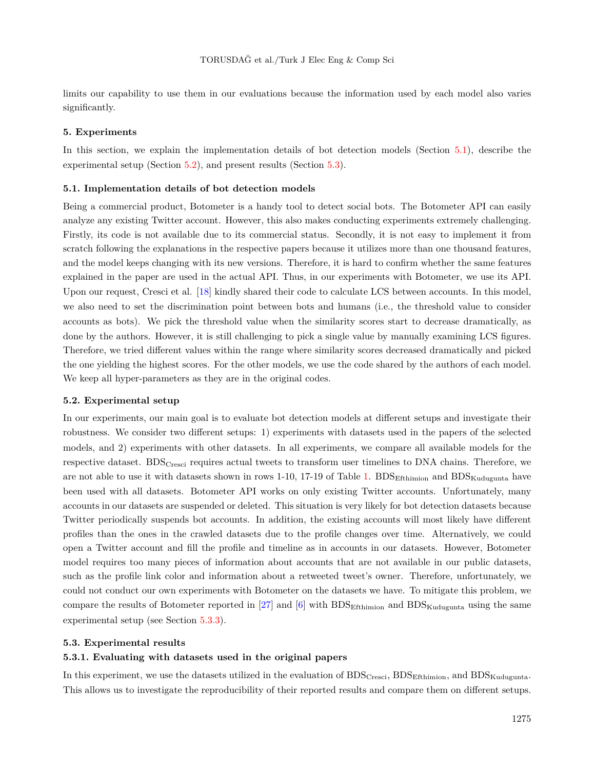limits our capability to use them in our evaluations because the information used by each model also varies significantly.

## 5. Experiments

In this section, we explain the implementation details of bot detection models (Section 5.1), describe the experimental setup (Section 5.2), and present results (Section 5.3).

### 5.1. Implementation details of bot detection models

Being a commercial product, Botometer is a handy tool to detect social bots. The Botometer API can easily analyze any existing Twitter account. However, this also makes conducting experiments extremely challenging. Firstly, its code is not available due to its commercial status. Secondly, it is not easy to implement it from scratch following the explanations in the respective papers because it utilizes more than one thousand features, and the model keeps changing with its new versions. Therefore, it is hard to confirm whether the same features explained in the paper are used in the actual API. Thus, in our experiments with Botometer, we use its API. Upon our request, Cresci et al. [18] kindly shared their code to calculate LCS between accounts. In this model, we also need to set the discrimination point between bots and humans (i.e., the threshold value to consider accounts as bots). We pick the threshold value when the similarity scores start to decrease dramatically, as done by the authors. However, it is still challenging to pick a single value by manually examining LCS figures. Therefore, we tried different values within the range where similarity scores decreased dramatically and picked the one yielding the highest scores. For the other models, we use the code shared by the authors of each model. We keep all hyper-parameters as they are in the original codes.

### 5.2. Experimental setup

In our experiments, our main goal is to evaluate bot detection models at different setups and investigate their robustness. We consider two different setups: 1) experiments with datasets used in the papers of the selected models, and 2) experiments with other datasets. In all experiments, we compare all available models for the respective dataset. $\text{BDS}_{\text{Cresci}}$ requires actual tweets to transform user timelines to DNA chains. Therefore, we are not able to use it with datasets shown in rows 1-10, 17-19 of Table 1. $\text{BDS}_{\text{Efthimion}}$ and $\text{BDS}_{\text{Kudugunta}}$ have been used with all datasets. Botometer API works on only existing Twitter accounts. Unfortunately, many accounts in our datasets are suspended or deleted. This situation is very likely for bot detection datasets because Twitter periodically suspends bot accounts. In addition, the existing accounts will most likely have different profiles than the ones in the crawled datasets due to the profile changes over time. Alternatively, we could open a Twitter account and fill the profile and timeline as in accounts in our datasets. However, Botometer model requires too many pieces of information about accounts that are not available in our public datasets, such as the profile link color and information about a retweeted tweet's owner. Therefore, unfortunately, we could not conduct our own experiments with Botometer on the datasets we have. To mitigate this problem, we compare the results of Botometer reported in [27] and [6] with $\text{BDS}_{\text{Efthimion}}$ and $\text{BDS}_{\text{Kudugunta}}$ using the same experimental setup (see Section 5.3.3).

### 5.3. Experimental results

#### 5.3.1. Evaluating with datasets used in the original papers

In this experiment, we use the datasets utilized in the evaluation of $\text{BDS}_{\text{Cresci}}$, $\text{BDS}_{\text{Efthimion}}$, and $\text{BDS}_{\text{Kudugunta}}$. This allows us to investigate the reproducibility of their reported results and compare them on different setups.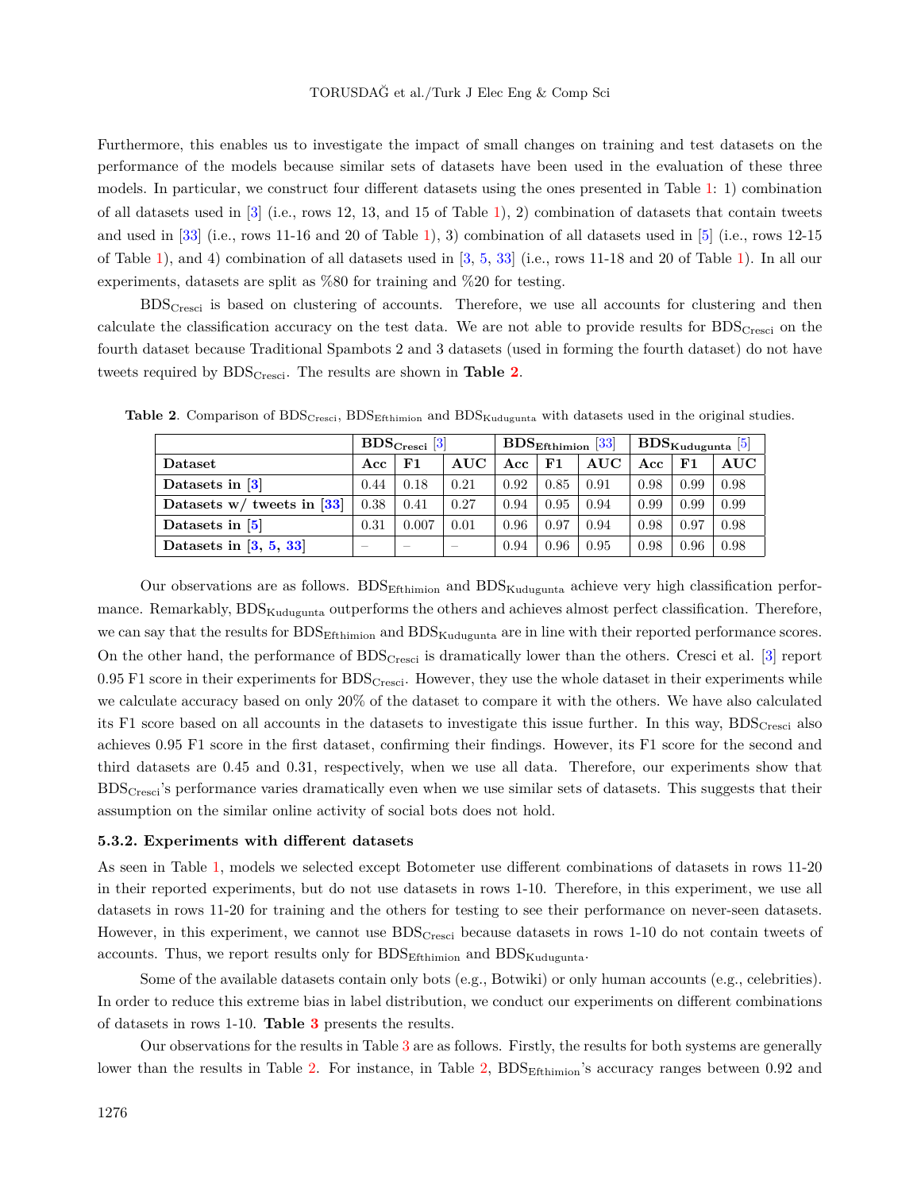Furthermore, this enables us to investigate the impact of small changes on training and test datasets on the performance of the models because similar sets of datasets have been used in the evaluation of these three models. In particular, we construct four different datasets using the ones presented in Table 1: 1) combination of all datasets used in [3] (i.e., rows 12, 13, and 15 of Table 1), 2) combination of datasets that contain tweets and used in [33] (i.e., rows 11-16 and 20 of Table 1), 3) combination of all datasets used in [5] (i.e., rows 12-15 of Table 1), and 4) combination of all datasets used in [3, 5, 33] (i.e., rows 11-18 and 20 of Table 1). In all our experiments, datasets are split as %80 for training and %20 for testing.

$BDS_{Cresci}$ is based on clustering of accounts. Therefore, we use all accounts for clustering and then calculate the classification accuracy on the test data. We are not able to provide results for $BDS_{Cresci}$ on the fourth dataset because Traditional Spambots 2 and 3 datasets (used in forming the fourth dataset) do not have tweets required by $BDS_{Cresci}$. The results are shown in **Table 2**.

**Table 2**. Comparison of $BDS_{Cresci}$, $BDS_{Efthimion}$ and $BDS_{Kudugunta}$ with datasets used in the original studies.

| | $BDS_{Cresci}$ [3] | | | $BDS_{Efthimion}$ [33] | | | $BDS_{Kudugunta}$ [5] | | |
|---|---|---|---|---|---|---|---|---|---|
| **Dataset** | **Acc** | **F1** | **AUC** | **Acc** | **F1** | **AUC** | **Acc** | **F1** | **AUC** |
| **Datasets in [3]** | 0.44 | 0.18 | 0.21 | 0.92 | 0.85 | 0.91 | 0.98 | 0.99 | 0.98 |
| **Datasets w/ tweets in [33]** | 0.38 | 0.41 | 0.27 | 0.94 | 0.95 | 0.94 | 0.99 | 0.99 | 0.99 |
| **Datasets in [5]** | 0.31 | 0.007 | 0.01 | 0.96 | 0.97 | 0.94 | 0.98 | 0.97 | 0.98 |
| **Datasets in [3, 5, 33]** | – | – | – | 0.94 | 0.96 | 0.95 | 0.98 | 0.96 | 0.98 |

Our observations are as follows. $BDS_{Efthimion}$ and $BDS_{Kudugunta}$ achieve very high classification performance. Remarkably, $BDS_{Kudugunta}$ outperforms the others and achieves almost perfect classification. Therefore, we can say that the results for $BDS_{Efthimion}$ and $BDS_{Kudugunta}$ are in line with their reported performance scores. On the other hand, the performance of $BDS_{Cresci}$ is dramatically lower than the others. Cresci et al. [3] report 0.95 F1 score in their experiments for $BDS_{Cresci}$. However, they use the whole dataset in their experiments while we calculate accuracy based on only 20% of the dataset to compare it with the others. We have also calculated its F1 score based on all accounts in the datasets to investigate this issue further. In this way, $BDS_{Cresci}$ also achieves 0.95 F1 score in the first dataset, confirming their findings. However, its F1 score for the second and third datasets are 0.45 and 0.31, respectively, when we use all data. Therefore, our experiments show that $BDS_{Cresci}$'s performance varies dramatically even when we use similar sets of datasets. This suggests that their assumption on the similar online activity of social bots does not hold.

#### 5.3.2. Experiments with different datasets

As seen in Table 1, models we selected except Botometer use different combinations of datasets in rows 11-20 in their reported experiments, but do not use datasets in rows 1-10. Therefore, in this experiment, we use all datasets in rows 11-20 for training and the others for testing to see their performance on never-seen datasets. However, in this experiment, we cannot use $BDS_{Cresci}$ because datasets in rows 1-10 do not contain tweets of accounts. Thus, we report results only for $BDS_{Efthimion}$ and $BDS_{Kudugunta}$.

Some of the available datasets contain only bots (e.g., Botwiki) or only human accounts (e.g., celebrities). In order to reduce this extreme bias in label distribution, we conduct our experiments on different combinations of datasets in rows 1-10. **Table 3** presents the results.

Our observations for the results in Table 3 are as follows. Firstly, the results for both systems are generally lower than the results in Table 2. For instance, in Table 2, $BDS_{Efthimion}$'s accuracy ranges between 0.92 and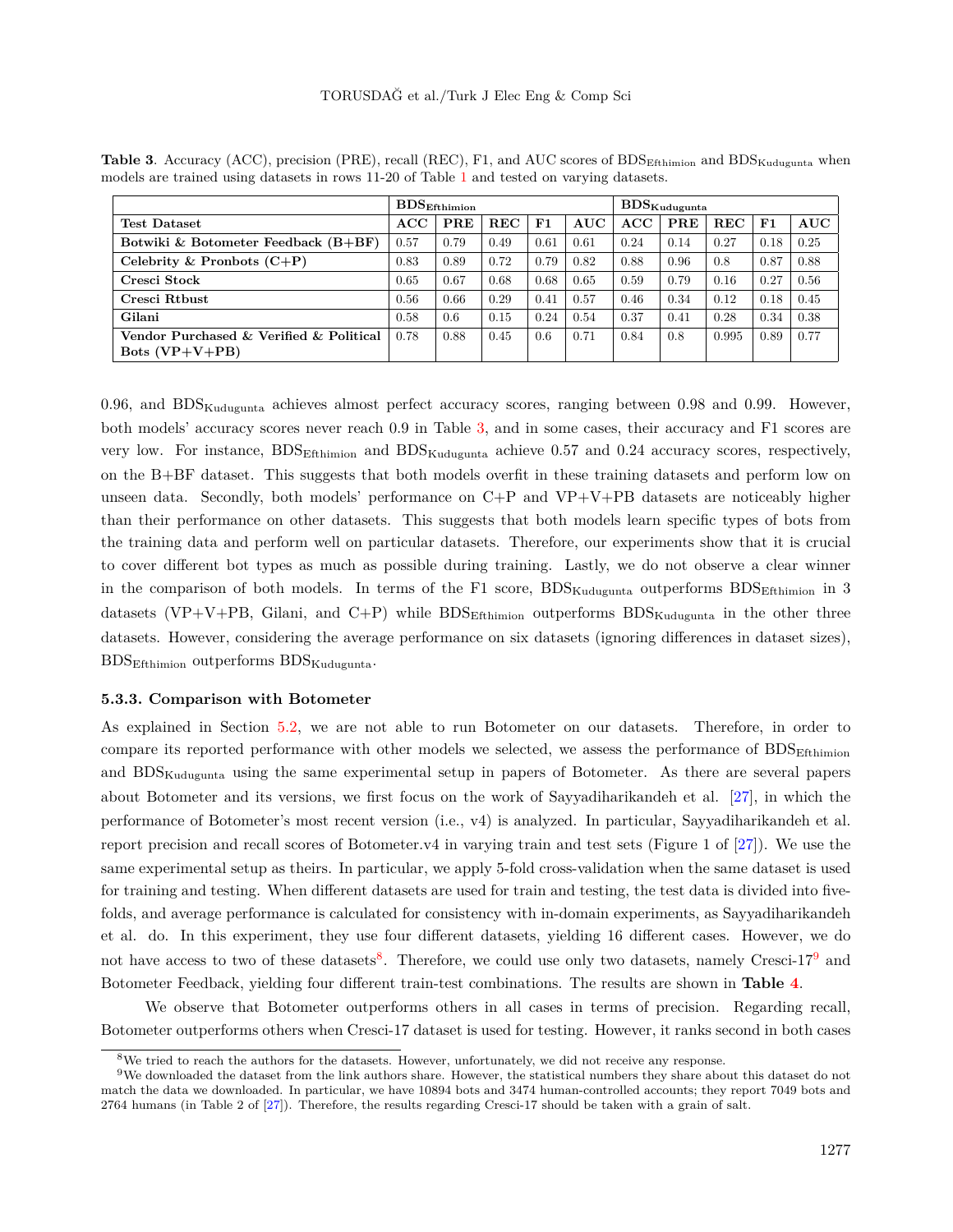**Table 3**. Accuracy (ACC), precision (PRE), recall (REC), F1, and AUC scores of $BDS_{Efthimion}$ and $BDS_{Kudugunta}$ when models are trained using datasets in rows 11-20 of Table 1 and tested on varying datasets.

| | $BDS_{Efthimion}$ | | | | | $BDS_{Kudugunta}$ | | | | |
|---|---|---|---|---|---|---|---|---|---|---|
| **Test Dataset** | **ACC** | **PRE** | **REC** | **F1** | **AUC** | **ACC** | **PRE** | **REC** | **F1** | **AUC** |
| **Botwiki & Botometer Feedback (B+BF)** | 0.57 | 0.79 | 0.49 | 0.61 | 0.61 | 0.24 | 0.14 | 0.27 | 0.18 | 0.25 |
| **Celebrity & Pronbots (C+P)** | 0.83 | 0.89 | 0.72 | 0.79 | 0.82 | 0.88 | 0.96 | 0.8 | 0.87 | 0.88 |
| **Cresci Stock** | 0.65 | 0.67 | 0.68 | 0.68 | 0.65 | 0.59 | 0.79 | 0.16 | 0.27 | 0.56 |
| **Cresci Rtbust** | 0.56 | 0.66 | 0.29 | 0.41 | 0.57 | 0.46 | 0.34 | 0.12 | 0.18 | 0.45 |
| **Gilani** | 0.58 | 0.6 | 0.15 | 0.24 | 0.54 | 0.37 | 0.41 | 0.28 | 0.34 | 0.38 |
| **Vendor Purchased & Verified & Political Bots (VP+V+PB)** | 0.78 | 0.88 | 0.45 | 0.6 | 0.71 | 0.84 | 0.8 | 0.995 | 0.89 | 0.77 |

0.96, and $BDS_{Kudugunta}$ achieves almost perfect accuracy scores, ranging between 0.98 and 0.99. However, both models' accuracy scores never reach 0.9 in Table 3, and in some cases, their accuracy and F1 scores are very low. For instance, $BDS_{Efthimion}$ and $BDS_{Kudugunta}$ achieve 0.57 and 0.24 accuracy scores, respectively, on the B+BF dataset. This suggests that both models overfit in these training datasets and perform low on unseen data. Secondly, both models' performance on C+P and VP+V+PB datasets are noticeably higher than their performance on other datasets. This suggests that both models learn specific types of bots from the training data and perform well on particular datasets. Therefore, our experiments show that it is crucial to cover different bot types as much as possible during training. Lastly, we do not observe a clear winner in the comparison of both models. In terms of the F1 score, $BDS_{Kudugunta}$ outperforms $BDS_{Efthimion}$ in 3 datasets (VP+V+PB, Gilani, and C+P) while $BDS_{Efthimion}$ outperforms $BDS_{Kudugunta}$ in the other three datasets. However, considering the average performance on six datasets (ignoring differences in dataset sizes), $BDS_{Efthimion}$ outperforms $BDS_{Kudugunta}$.

### 5.3.3. Comparison with Botometer

As explained in Section 5.2, we are not able to run Botometer on our datasets. Therefore, in order to compare its reported performance with other models we selected, we assess the performance of $BDS_{Efthimion}$ and $BDS_{Kudugunta}$ using the same experimental setup in papers of Botometer. As there are several papers about Botometer and its versions, we first focus on the work of Sayyadiharikandeh et al. [27], in which the performance of Botometer's most recent version (i.e., v4) is analyzed. In particular, Sayyadiharikandeh et al. report precision and recall scores of Botometer.v4 in varying train and test sets (Figure 1 of [27]). We use the same experimental setup as theirs. In particular, we apply 5-fold cross-validation when the same dataset is used for training and testing. When different datasets are used for train and testing, the test data is divided into five-folds, and average performance is calculated for consistency with in-domain experiments, as Sayyadiharikandeh et al. do. In this experiment, they use four different datasets, yielding 16 different cases. However, we do not have access to two of these datasets[8]. Therefore, we could use only two datasets, namely Cresci-17[9] and Botometer Feedback, yielding four different train-test combinations. The results are shown in **Table 4**.

We observe that Botometer outperforms others in all cases in terms of precision. Regarding recall, Botometer outperforms others when Cresci-17 dataset is used for testing. However, it ranks second in both cases

[8]We tried to reach the authors for the datasets. However, unfortunately, we did not receive any response.

[9]We downloaded the dataset from the link authors share. However, the statistical numbers they share about this dataset do not match the data we downloaded. In particular, we have 10894 bots and 3474 human-controlled accounts; they report 7049 bots and 2764 humans (in Table 2 of [27]). Therefore, the results regarding Cresci-17 should be taken with a grain of salt.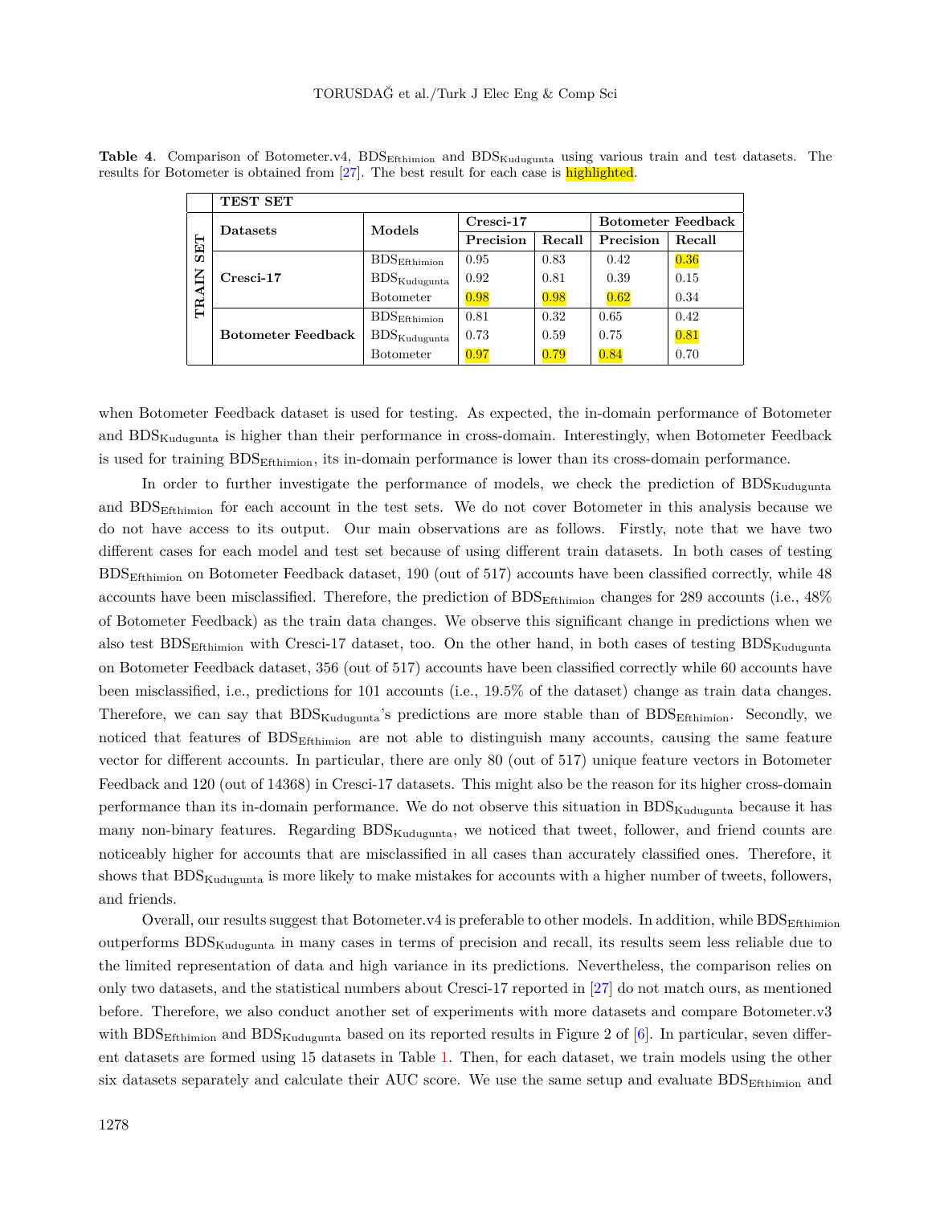**Table 4**. Comparison of Botometer.v4, $\text{BDS}_{\text{Efthimion}}$ and $\text{BDS}_{\text{Kudugunta}}$ using various train and test datasets. The results for Botometer is obtained from [27]. The best result for each case is highlighted.

| | TEST SET | | | | | |
|---|---|---|---|---|---|---|
| | **Datasets** | **Models** | **Cresci-17** | | **Botometer Feedback** | |
| | | | **Precision** | **Recall** | **Precision** | **Recall** |
| **TRAIN SET** | **Cresci-17** | $\text{BDS}_{\text{Efthimion}}$ | 0.95 | 0.83 | 0.42 | 0.36 |
| | | $\text{BDS}_{\text{Kudugunta}}$ | 0.92 | 0.81 | 0.39 | 0.15 |
| | | Botometer | 0.98 | 0.98 | 0.62 | 0.34 |
| | **Botometer Feedback** | $\text{BDS}_{\text{Efthimion}}$ | 0.81 | 0.32 | 0.65 | 0.42 |
| | | $\text{BDS}_{\text{Kudugunta}}$ | 0.73 | 0.59 | 0.75 | 0.81 |
| | | Botometer | 0.97 | 0.79 | 0.84 | 0.70 |

when Botometer Feedback dataset is used for testing. As expected, the in-domain performance of Botometer and $\text{BDS}_{\text{Kudugunta}}$ is higher than their performance in cross-domain. Interestingly, when Botometer Feedback is used for training $\text{BDS}_{\text{Efthimion}}$, its in-domain performance is lower than its cross-domain performance.

In order to further investigate the performance of models, we check the prediction of $\text{BDS}_{\text{Kudugunta}}$ and $\text{BDS}_{\text{Efthimion}}$ for each account in the test sets. We do not cover Botometer in this analysis because we do not have access to its output. Our main observations are as follows. Firstly, note that we have two different cases for each model and test set because of using different train datasets. In both cases of testing $\text{BDS}_{\text{Efthimion}}$ on Botometer Feedback dataset, 190 (out of 517) accounts have been classified correctly, while 48 accounts have been misclassified. Therefore, the prediction of $\text{BDS}_{\text{Efthimion}}$ changes for 289 accounts (i.e., 48% of Botometer Feedback) as the train data changes. We observe this significant change in predictions when we also test $\text{BDS}_{\text{Efthimion}}$ with Cresci-17 dataset, too. On the other hand, in both cases of testing $\text{BDS}_{\text{Kudugunta}}$ on Botometer Feedback dataset, 356 (out of 517) accounts have been classified correctly while 60 accounts have been misclassified, i.e., predictions for 101 accounts (i.e., 19.5% of the dataset) change as train data changes. Therefore, we can say that $\text{BDS}_{\text{Kudugunta}}$'s predictions are more stable than of $\text{BDS}_{\text{Efthimion}}$. Secondly, we noticed that features of $\text{BDS}_{\text{Efthimion}}$ are not able to distinguish many accounts, causing the same feature vector for different accounts. In particular, there are only 80 (out of 517) unique feature vectors in Botometer Feedback and 120 (out of 14368) in Cresci-17 datasets. This might also be the reason for its higher cross-domain performance than its in-domain performance. We do not observe this situation in $\text{BDS}_{\text{Kudugunta}}$ because it has many non-binary features. Regarding $\text{BDS}_{\text{Kudugunta}}$, we noticed that tweet, follower, and friend counts are noticeably higher for accounts that are misclassified in all cases than accurately classified ones. Therefore, it shows that $\text{BDS}_{\text{Kudugunta}}$ is more likely to make mistakes for accounts with a higher number of tweets, followers, and friends.

Overall, our results suggest that Botometer.v4 is preferable to other models. In addition, while $\text{BDS}_{\text{Efthimion}}$ outperforms $\text{BDS}_{\text{Kudugunta}}$ in many cases in terms of precision and recall, its results seem less reliable due to the limited representation of data and high variance in its predictions. Nevertheless, the comparison relies on only two datasets, and the statistical numbers about Cresci-17 reported in [27] do not match ours, as mentioned before. Therefore, we also conduct another set of experiments with more datasets and compare Botometer.v3 with $\text{BDS}_{\text{Efthimion}}$ and $\text{BDS}_{\text{Kudugunta}}$ based on its reported results in Figure 2 of [6]. In particular, seven different datasets are formed using 15 datasets in Table 1. Then, for each dataset, we train models using the other six datasets separately and calculate their AUC score. We use the same setup and evaluate $\text{BDS}_{\text{Efthimion}}$ and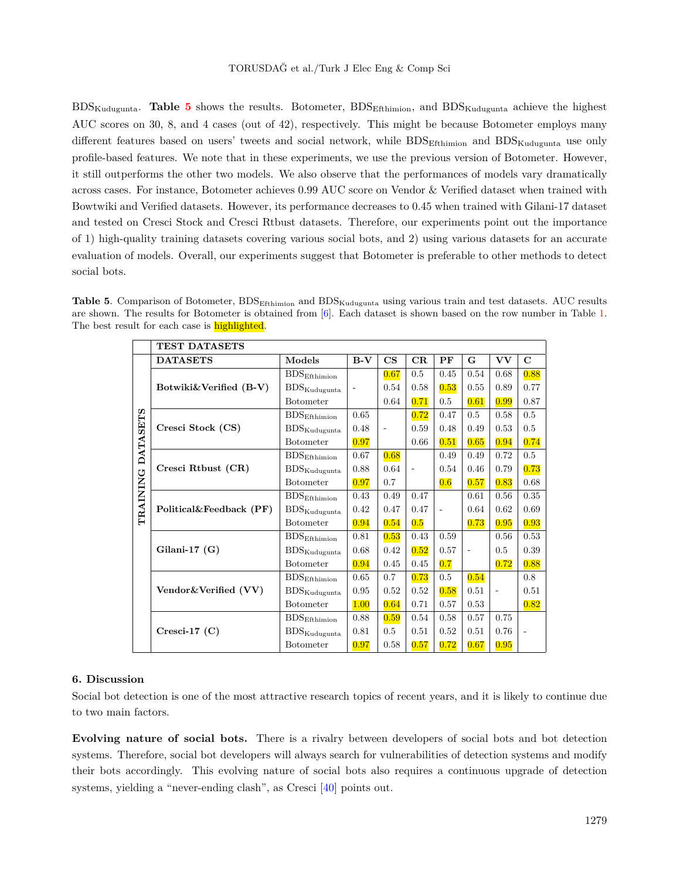$BDS_{Kudugunta}$. **Table 5** shows the results. Botometer, $BDS_{Efthimion}$, and $BDS_{Kudugunta}$ achieve the highest AUC scores on 30, 8, and 4 cases (out of 42), respectively. This might be because Botometer employs many different features based on users' tweets and social network, while $BDS_{Efthimion}$ and $BDS_{Kudugunta}$ use only profile-based features. We note that in these experiments, we use the previous version of Botometer. However, it still outperforms the other two models. We also observe that the performances of models vary dramatically across cases. For instance, Botometer achieves 0.99 AUC score on Vendor & Verified dataset when trained with Bowtwiki and Verified datasets. However, its performance decreases to 0.45 when trained with Gilani-17 dataset and tested on Cresci Stock and Cresci Rtbust datasets. Therefore, our experiments point out the importance of 1) high-quality training datasets covering various social bots, and 2) using various datasets for an accurate evaluation of models. Overall, our experiments suggest that Botometer is preferable to other methods to detect social bots.

**Table 5**. Comparison of Botometer, $BDS_{Efthimion}$ and $BDS_{Kudugunta}$ using various train and test datasets. AUC results are shown. The results for Botometer is obtained from [6]. Each dataset is shown based on the row number in Table 1. The best result for each case is highlighted.

| | **TEST DATASETS** | | | | | | | | |
|---|---|---|---|---|---|---|---|---|---|
| | **DATASETS** | **Models** | **B-V** | **CS** | **CR** | **PF** | **G** | **VV** | **C** |
| **TRAINING DATASETS** | **Botwiki&Verified (B-V)** | $BDS_{Efthimion}$ | - | **0.67** | 0.5 | 0.45 | 0.54 | 0.68 | **0.88** |
| | | $BDS_{Kudugunta}$ | | 0.54 | 0.58 | **0.53** | 0.55 | 0.89 | 0.77 |
| | | Botometer | | 0.64 | **0.71** | 0.5 | **0.61** | **0.99** | 0.87 |
| | **Cresci Stock (CS)** | $BDS_{Efthimion}$ | 0.65 | - | **0.72** | 0.47 | 0.5 | 0.58 | 0.5 |
| | | $BDS_{Kudugunta}$ | 0.48 | | 0.59 | 0.48 | 0.49 | 0.53 | 0.5 |
| | | Botometer | **0.97** | | 0.66 | **0.51** | **0.65** | **0.94** | **0.74** |
| | **Cresci Rtbust (CR)** | $BDS_{Efthimion}$ | 0.67 | **0.68** | - | 0.49 | 0.49 | 0.72 | 0.5 |
| | | $BDS_{Kudugunta}$ | 0.88 | 0.64 | | 0.54 | 0.46 | 0.79 | **0.73** |
| | | Botometer | **0.97** | 0.7 | | **0.6** | **0.57** | **0.83** | 0.68 |
| | **Political&Feedback (PF)** | $BDS_{Efthimion}$ | 0.43 | 0.49 | 0.47 | - | 0.61 | 0.56 | 0.35 |
| | | $BDS_{Kudugunta}$ | 0.42 | 0.47 | 0.47 | | 0.64 | 0.62 | 0.69 |
| | | Botometer | **0.94** | **0.54** | **0.5** | | **0.73** | **0.95** | **0.93** |
| | **Gilani-17 (G)** | $BDS_{Efthimion}$ | 0.81 | **0.53** | 0.43 | 0.59 | - | 0.56 | 0.53 |
| | | $BDS_{Kudugunta}$ | 0.68 | 0.42 | **0.52** | 0.57 | | 0.5 | 0.39 |
| | | Botometer | **0.94** | 0.45 | 0.45 | **0.7** | | **0.72** | **0.88** |
| | **Vendor&Verified (VV)** | $BDS_{Efthimion}$ | 0.65 | 0.7 | **0.73** | 0.5 | **0.54** | - | 0.8 |
| | | $BDS_{Kudugunta}$ | 0.95 | 0.52 | 0.52 | **0.58** | 0.51 | | 0.51 |
| | | Botometer | **1.00** | **0.64** | 0.71 | 0.57 | 0.53 | | **0.82** |
| | **Cresci-17 (C)** | $BDS_{Efthimion}$ | 0.88 | **0.59** | 0.54 | 0.58 | 0.57 | 0.75 | - |
| | | $BDS_{Kudugunta}$ | 0.81 | 0.5 | 0.51 | 0.52 | 0.51 | 0.76 | |
| | | Botometer | **0.97** | 0.58 | **0.57** | **0.72** | **0.67** | **0.95** | |

## 6. Discussion

Social bot detection is one of the most attractive research topics of recent years, and it is likely to continue due to two main factors.

**Evolving nature of social bots.** There is a rivalry between developers of social bots and bot detection systems. Therefore, social bot developers will always search for vulnerabilities of detection systems and modify their bots accordingly. This evolving nature of social bots also requires a continuous upgrade of detection systems, yielding a "never-ending clash", as Cresci [40] points out.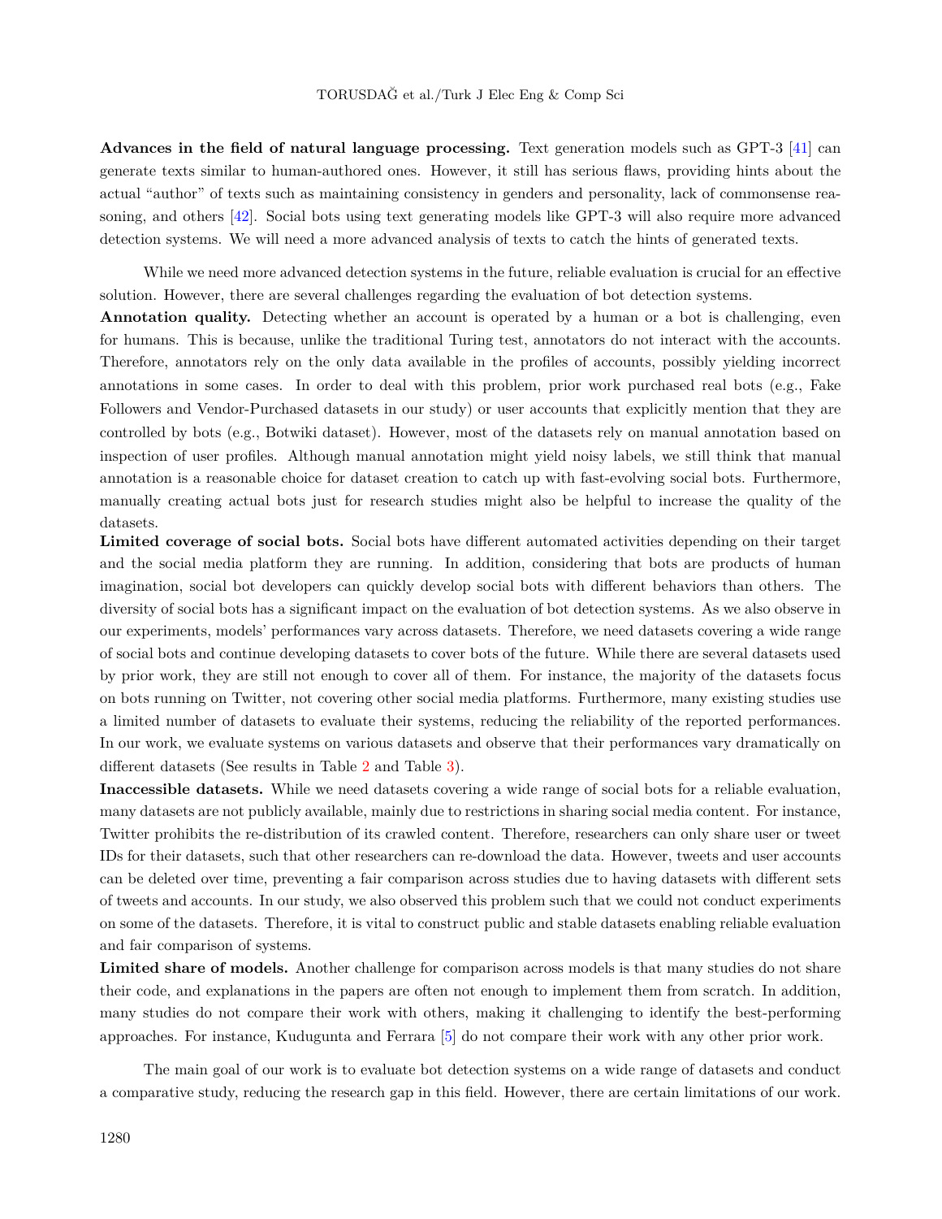**Advances in the field of natural language processing.** Text generation models such as GPT-3 [41] can generate texts similar to human-authored ones. However, it still has serious flaws, providing hints about the actual "author" of texts such as maintaining consistency in genders and personality, lack of commonsense reasoning, and others [42]. Social bots using text generating models like GPT-3 will also require more advanced detection systems. We will need a more advanced analysis of texts to catch the hints of generated texts.

While we need more advanced detection systems in the future, reliable evaluation is crucial for an effective solution. However, there are several challenges regarding the evaluation of bot detection systems.

**Annotation quality.** Detecting whether an account is operated by a human or a bot is challenging, even for humans. This is because, unlike the traditional Turing test, annotators do not interact with the accounts. Therefore, annotators rely on the only data available in the profiles of accounts, possibly yielding incorrect annotations in some cases. In order to deal with this problem, prior work purchased real bots (e.g., Fake Followers and Vendor-Purchased datasets in our study) or user accounts that explicitly mention that they are controlled by bots (e.g., Botwiki dataset). However, most of the datasets rely on manual annotation based on inspection of user profiles. Although manual annotation might yield noisy labels, we still think that manual annotation is a reasonable choice for dataset creation to catch up with fast-evolving social bots. Furthermore, manually creating actual bots just for research studies might also be helpful to increase the quality of the datasets.

**Limited coverage of social bots.** Social bots have different automated activities depending on their target and the social media platform they are running. In addition, considering that bots are products of human imagination, social bot developers can quickly develop social bots with different behaviors than others. The diversity of social bots has a significant impact on the evaluation of bot detection systems. As we also observe in our experiments, models' performances vary across datasets. Therefore, we need datasets covering a wide range of social bots and continue developing datasets to cover bots of the future. While there are several datasets used by prior work, they are still not enough to cover all of them. For instance, the majority of the datasets focus on bots running on Twitter, not covering other social media platforms. Furthermore, many existing studies use a limited number of datasets to evaluate their systems, reducing the reliability of the reported performances. In our work, we evaluate systems on various datasets and observe that their performances vary dramatically on different datasets (See results in Table 2 and Table 3).

**Inaccessible datasets.** While we need datasets covering a wide range of social bots for a reliable evaluation, many datasets are not publicly available, mainly due to restrictions in sharing social media content. For instance, Twitter prohibits the re-distribution of its crawled content. Therefore, researchers can only share user or tweet IDs for their datasets, such that other researchers can re-download the data. However, tweets and user accounts can be deleted over time, preventing a fair comparison across studies due to having datasets with different sets of tweets and accounts. In our study, we also observed this problem such that we could not conduct experiments on some of the datasets. Therefore, it is vital to construct public and stable datasets enabling reliable evaluation and fair comparison of systems.

**Limited share of models.** Another challenge for comparison across models is that many studies do not share their code, and explanations in the papers are often not enough to implement them from scratch. In addition, many studies do not compare their work with others, making it challenging to identify the best-performing approaches. For instance, Kudugunta and Ferrara [5] do not compare their work with any other prior work.

The main goal of our work is to evaluate bot detection systems on a wide range of datasets and conduct a comparative study, reducing the research gap in this field. However, there are certain limitations of our work.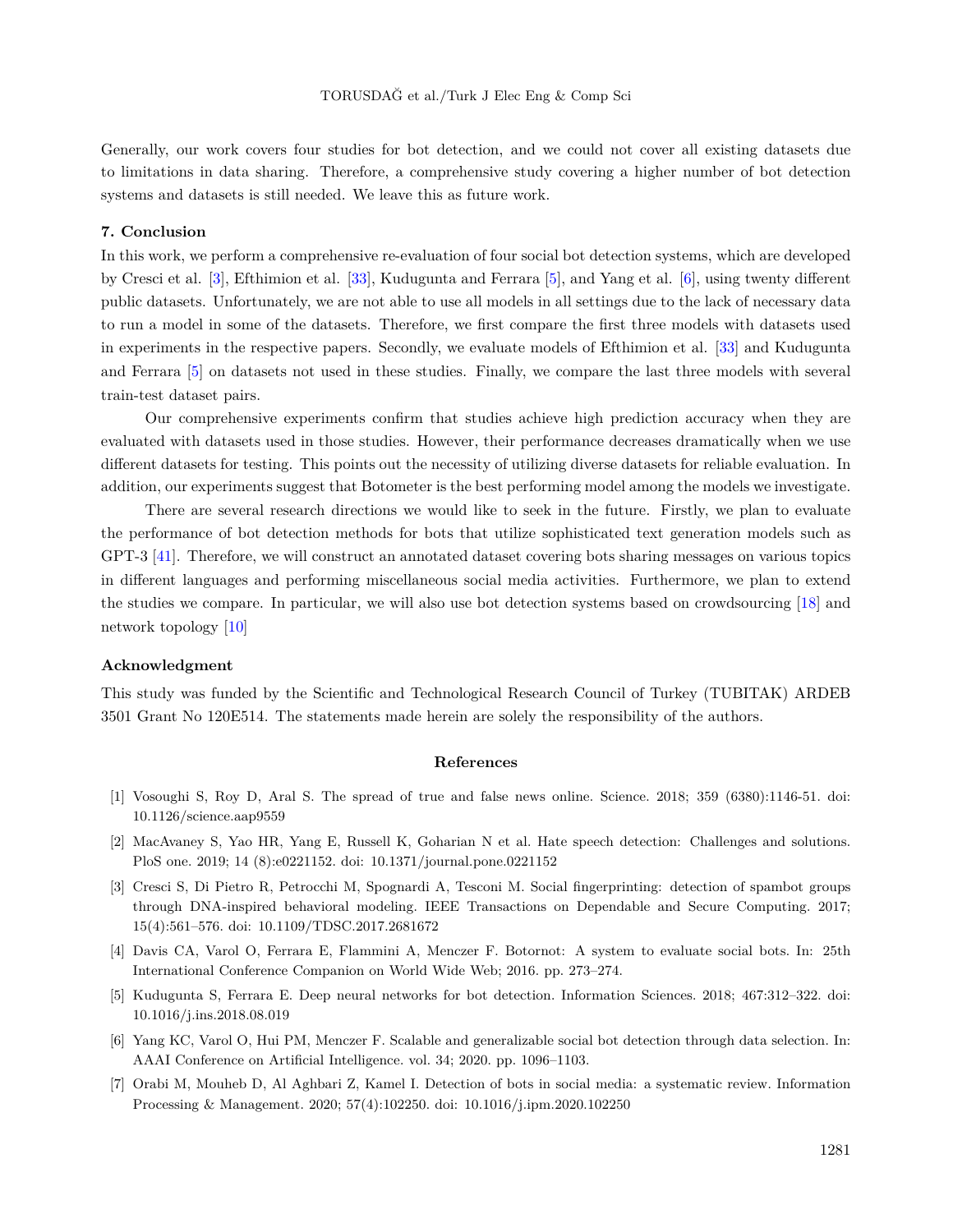Generally, our work covers four studies for bot detection, and we could not cover all existing datasets due to limitations in data sharing. Therefore, a comprehensive study covering a higher number of bot detection systems and datasets is still needed. We leave this as future work.

## 7. Conclusion

In this work, we perform a comprehensive re-evaluation of four social bot detection systems, which are developed by Cresci et al. [3], Efthimion et al. [33], Kudugunta and Ferrara [5], and Yang et al. [6], using twenty different public datasets. Unfortunately, we are not able to use all models in all settings due to the lack of necessary data to run a model in some of the datasets. Therefore, we first compare the first three models with datasets used in experiments in the respective papers. Secondly, we evaluate models of Efthimion et al. [33] and Kudugunta and Ferrara [5] on datasets not used in these studies. Finally, we compare the last three models with several train-test dataset pairs.

Our comprehensive experiments confirm that studies achieve high prediction accuracy when they are evaluated with datasets used in those studies. However, their performance decreases dramatically when we use different datasets for testing. This points out the necessity of utilizing diverse datasets for reliable evaluation. In addition, our experiments suggest that Botometer is the best performing model among the models we investigate.

There are several research directions we would like to seek in the future. Firstly, we plan to evaluate the performance of bot detection methods for bots that utilize sophisticated text generation models such as GPT-3 [41]. Therefore, we will construct an annotated dataset covering bots sharing messages on various topics in different languages and performing miscellaneous social media activities. Furthermore, we plan to extend the studies we compare. In particular, we will also use bot detection systems based on crowdsourcing [18] and network topology [10]

## Acknowledgment

This study was funded by the Scientific and Technological Research Council of Turkey (TUBITAK) ARDEB 3501 Grant No 120E514. The statements made herein are solely the responsibility of the authors.

## References

[1] Vosoughi S, Roy D, Aral S. The spread of true and false news online. Science. 2018; 359 (6380):1146-51. doi: 10.1126/science.aap9559

[2] MacAvaney S, Yao HR, Yang E, Russell K, Goharian N et al. Hate speech detection: Challenges and solutions. PloS one. 2019; 14 (8):e0221152. doi: 10.1371/journal.pone.0221152

[3] Cresci S, Di Pietro R, Petrocchi M, Spognardi A, Tesconi M. Social fingerprinting: detection of spambot groups through DNA-inspired behavioral modeling. IEEE Transactions on Dependable and Secure Computing. 2017; 15(4):561–576. doi: 10.1109/TDSC.2017.2681672

[4] Davis CA, Varol O, Ferrara E, Flammini A, Menczer F. Botornot: A system to evaluate social bots. In: 25th International Conference Companion on World Wide Web; 2016. pp. 273–274.

[5] Kudugunta S, Ferrara E. Deep neural networks for bot detection. Information Sciences. 2018; 467:312–322. doi: 10.1016/j.ins.2018.08.019

[6] Yang KC, Varol O, Hui PM, Menczer F. Scalable and generalizable social bot detection through data selection. In: AAAI Conference on Artificial Intelligence. vol. 34; 2020. pp. 1096–1103.

[7] Orabi M, Mouheb D, Al Aghbari Z, Kamel I. Detection of bots in social media: a systematic review. Information Processing & Management. 2020; 57(4):102250. doi: 10.1016/j.ipm.2020.102250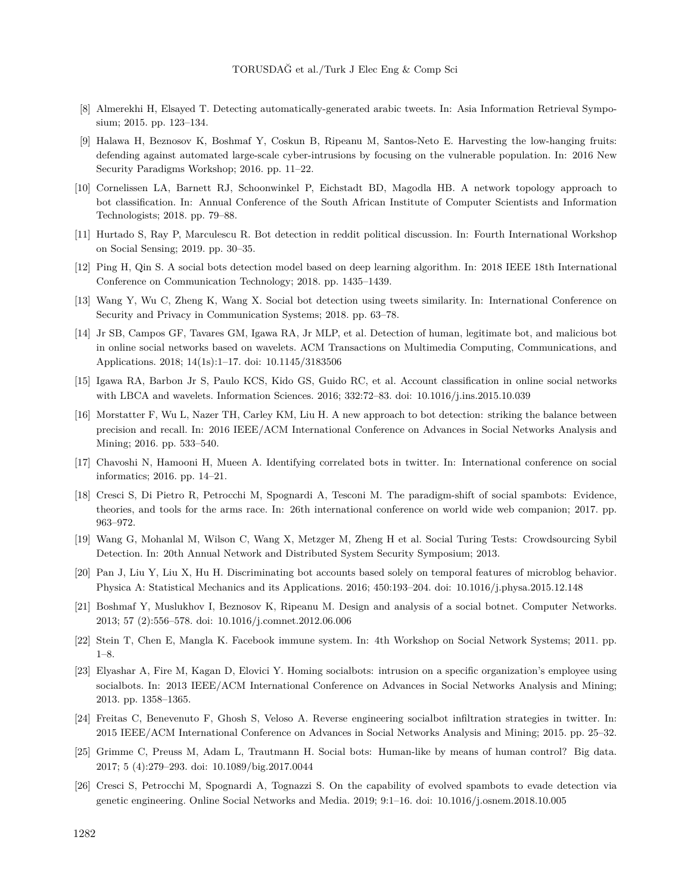[8] Almerekhi H, Elsayed T. Detecting automatically-generated arabic tweets. In: Asia Information Retrieval Symposium; 2015. pp. 123–134.

[9] Halawa H, Beznosov K, Boshmaf Y, Coskun B, Ripeanu M, Santos-Neto E. Harvesting the low-hanging fruits: defending against automated large-scale cyber-intrusions by focusing on the vulnerable population. In: 2016 New Security Paradigms Workshop; 2016. pp. 11–22.

[10] Cornelissen LA, Barnett RJ, Schoonwinkel P, Eichstadt BD, Magodla HB. A network topology approach to bot classification. In: Annual Conference of the South African Institute of Computer Scientists and Information Technologists; 2018. pp. 79–88.

[11] Hurtado S, Ray P, Marculescu R. Bot detection in reddit political discussion. In: Fourth International Workshop on Social Sensing; 2019. pp. 30–35.

[12] Ping H, Qin S. A social bots detection model based on deep learning algorithm. In: 2018 IEEE 18th International Conference on Communication Technology; 2018. pp. 1435–1439.

[13] Wang Y, Wu C, Zheng K, Wang X. Social bot detection using tweets similarity. In: International Conference on Security and Privacy in Communication Systems; 2018. pp. 63–78.

[14] Jr SB, Campos GF, Tavares GM, Igawa RA, Jr MLP, et al. Detection of human, legitimate bot, and malicious bot in online social networks based on wavelets. ACM Transactions on Multimedia Computing, Communications, and Applications. 2018; 14(1s):1–17. doi: 10.1145/3183506

[15] Igawa RA, Barbon Jr S, Paulo KCS, Kido GS, Guido RC, et al. Account classification in online social networks with LBCA and wavelets. Information Sciences. 2016; 332:72–83. doi: 10.1016/j.ins.2015.10.039

[16] Morstatter F, Wu L, Nazer TH, Carley KM, Liu H. A new approach to bot detection: striking the balance between precision and recall. In: 2016 IEEE/ACM International Conference on Advances in Social Networks Analysis and Mining; 2016. pp. 533–540.

[17] Chavoshi N, Hamooni H, Mueen A. Identifying correlated bots in twitter. In: International conference on social informatics; 2016. pp. 14–21.

[18] Cresci S, Di Pietro R, Petrocchi M, Spognardi A, Tesconi M. The paradigm-shift of social spambots: Evidence, theories, and tools for the arms race. In: 26th international conference on world wide web companion; 2017. pp. 963–972.

[19] Wang G, Mohanlal M, Wilson C, Wang X, Metzger M, Zheng H et al. Social Turing Tests: Crowdsourcing Sybil Detection. In: 20th Annual Network and Distributed System Security Symposium; 2013.

[20] Pan J, Liu Y, Liu X, Hu H. Discriminating bot accounts based solely on temporal features of microblog behavior. Physica A: Statistical Mechanics and its Applications. 2016; 450:193–204. doi: 10.1016/j.physa.2015.12.148

[21] Boshmaf Y, Muslukhov I, Beznosov K, Ripeanu M. Design and analysis of a social botnet. Computer Networks. 2013; 57 (2):556–578. doi: 10.1016/j.comnet.2012.06.006

[22] Stein T, Chen E, Mangla K. Facebook immune system. In: 4th Workshop on Social Network Systems; 2011. pp. 1–8.

[23] Elyashar A, Fire M, Kagan D, Elovici Y. Homing socialbots: intrusion on a specific organization's employee using socialbots. In: 2013 IEEE/ACM International Conference on Advances in Social Networks Analysis and Mining; 2013. pp. 1358–1365.

[24] Freitas C, Benevenuto F, Ghosh S, Veloso A. Reverse engineering socialbot infiltration strategies in twitter. In: 2015 IEEE/ACM International Conference on Advances in Social Networks Analysis and Mining; 2015. pp. 25–32.

[25] Grimme C, Preuss M, Adam L, Trautmann H. Social bots: Human-like by means of human control? Big data. 2017; 5 (4):279–293. doi: 10.1089/big.2017.0044

[26] Cresci S, Petrocchi M, Spognardi A, Tognazzi S. On the capability of evolved spambots to evade detection via genetic engineering. Online Social Networks and Media. 2019; 9:1–16. doi: 10.1016/j.osnem.2018.10.005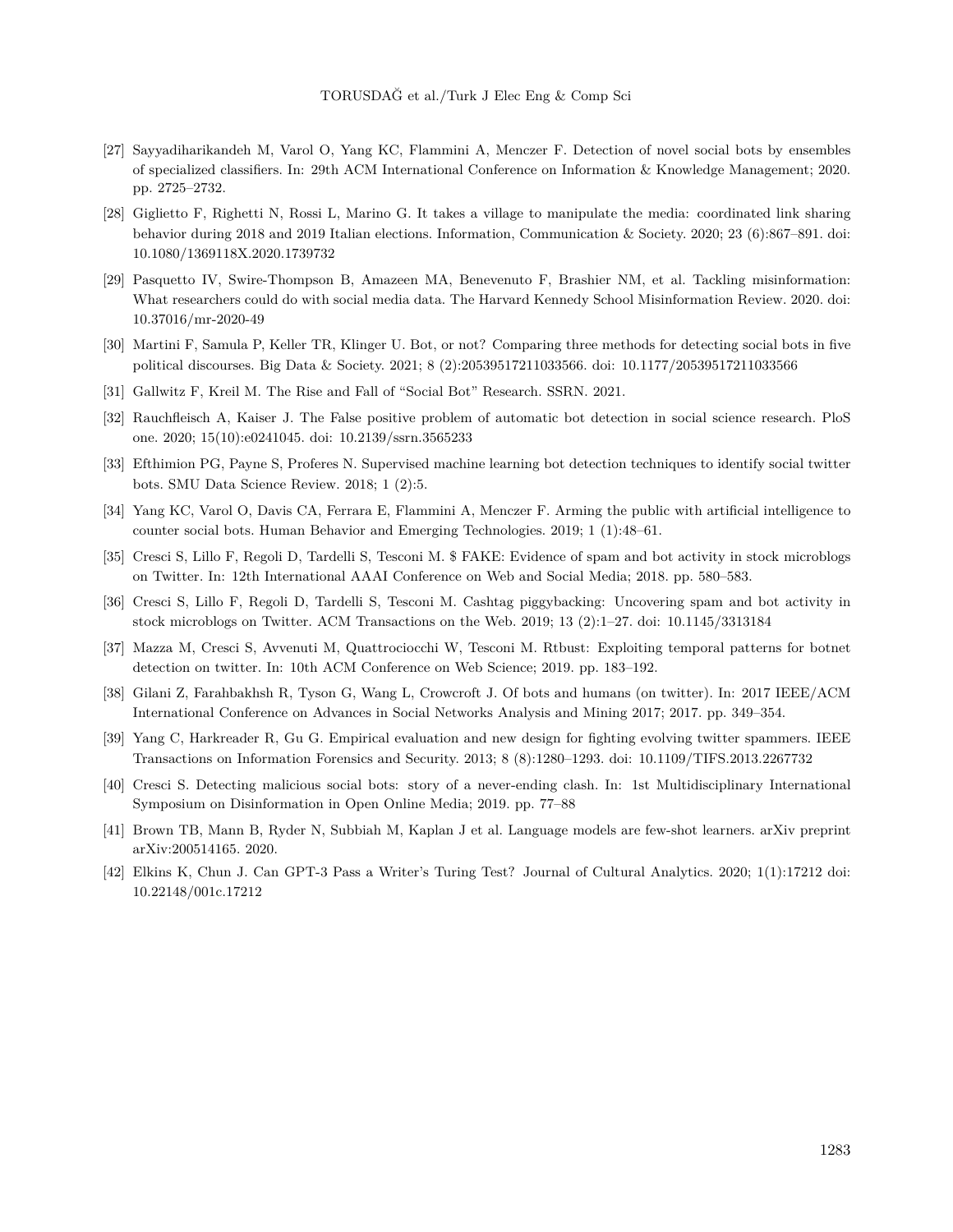[27] Sayyadiharikandeh M, Varol O, Yang KC, Flammini A, Menczer F. Detection of novel social bots by ensembles of specialized classifiers. In: 29th ACM International Conference on Information & Knowledge Management; 2020. pp. 2725–2732.

[28] Giglietto F, Righetti N, Rossi L, Marino G. It takes a village to manipulate the media: coordinated link sharing behavior during 2018 and 2019 Italian elections. Information, Communication & Society. 2020; 23 (6):867–891. doi: 10.1080/1369118X.2020.1739732

[29] Pasquetto IV, Swire-Thompson B, Amazeen MA, Benevenuto F, Brashier NM, et al. Tackling misinformation: What researchers could do with social media data. The Harvard Kennedy School Misinformation Review. 2020. doi: 10.37016/mr-2020-49

[30] Martini F, Samula P, Keller TR, Klinger U. Bot, or not? Comparing three methods for detecting social bots in five political discourses. Big Data & Society. 2021; 8 (2):20539517211033566. doi: 10.1177/20539517211033566

[31] Gallwitz F, Kreil M. The Rise and Fall of "Social Bot" Research. SSRN. 2021.

[32] Rauchfleisch A, Kaiser J. The False positive problem of automatic bot detection in social science research. PloS one. 2020; 15(10):e0241045. doi: 10.2139/ssrn.3565233

[33] Efthimion PG, Payne S, Proferes N. Supervised machine learning bot detection techniques to identify social twitter bots. SMU Data Science Review. 2018; 1 (2):5.

[34] Yang KC, Varol O, Davis CA, Ferrara E, Flammini A, Menczer F. Arming the public with artificial intelligence to counter social bots. Human Behavior and Emerging Technologies. 2019; 1 (1):48–61.

[35] Cresci S, Lillo F, Regoli D, Tardelli S, Tesconi M. $ FAKE: Evidence of spam and bot activity in stock microblogs on Twitter. In: 12th International AAAI Conference on Web and Social Media; 2018. pp. 580–583.

[36] Cresci S, Lillo F, Regoli D, Tardelli S, Tesconi M. Cashtag piggybacking: Uncovering spam and bot activity in stock microblogs on Twitter. ACM Transactions on the Web. 2019; 13 (2):1–27. doi: 10.1145/3313184

[37] Mazza M, Cresci S, Avvenuti M, Quattrociocchi W, Tesconi M. Rtbust: Exploiting temporal patterns for botnet detection on twitter. In: 10th ACM Conference on Web Science; 2019. pp. 183–192.

[38] Gilani Z, Farahbakhsh R, Tyson G, Wang L, Crowcroft J. Of bots and humans (on twitter). In: 2017 IEEE/ACM International Conference on Advances in Social Networks Analysis and Mining 2017; 2017. pp. 349–354.

[39] Yang C, Harkreader R, Gu G. Empirical evaluation and new design for fighting evolving twitter spammers. IEEE Transactions on Information Forensics and Security. 2013; 8 (8):1280–1293. doi: 10.1109/TIFS.2013.2267732

[40] Cresci S. Detecting malicious social bots: story of a never-ending clash. In: 1st Multidisciplinary International Symposium on Disinformation in Open Online Media; 2019. pp. 77–88

[41] Brown TB, Mann B, Ryder N, Subbiah M, Kaplan J et al. Language models are few-shot learners. arXiv preprint arXiv:200514165. 2020.

[42] Elkins K, Chun J. Can GPT-3 Pass a Writer's Turing Test? Journal of Cultural Analytics. 2020; 1(1):17212 doi: 10.22148/001c.17212